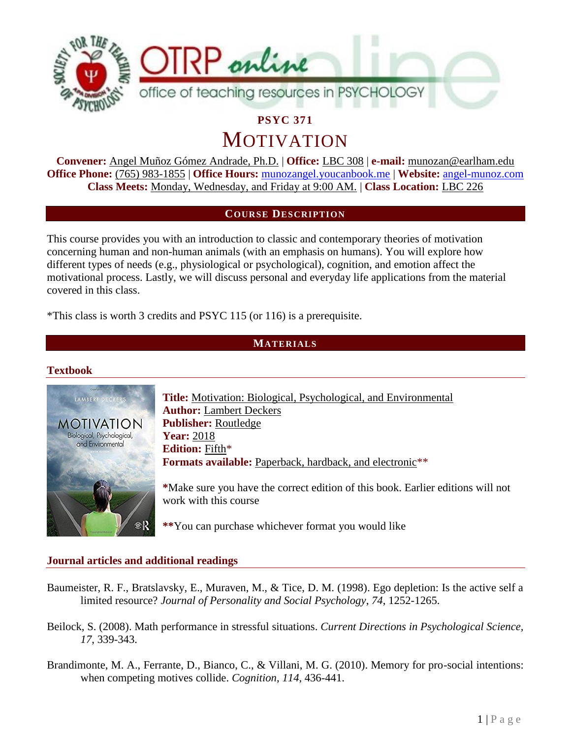# PSYC 371

# MOTIVATION

**Convener:** Angel Muñoz Gómez Andrade, Ph.D. | **Office:** LBC 308 | **e-mail:** munozan@earlham.edu
**Office Phone:** (765) 983-1855 | **Office Hours:** munozangel.youcanbook.me | **Website:** angel-munoz.com
**Class Meets:** Monday, Wednesday, and Friday at 9:00 AM. | **Class Location:** LBC 226

## COURSE DESCRIPTION

This course provides you with an introduction to classic and contemporary theories of motivation concerning human and non-human animals (with an emphasis on humans). You will explore how different types of needs (e.g., physiological or psychological), cognition, and emotion affect the motivational process. Lastly, we will discuss personal and everyday life applications from the material covered in this class.

*This class is worth 3 credits and PSYC 115 (or 116) is a prerequisite.

## MATERIALS

### Textbook

**Title:** Motivation: Biological, Psychological, and Environmental
**Author:** Lambert Deckers
**Publisher:** Routledge
**Year:** 2018
**Edition:** Fifth*
**Formats available:** Paperback, hardback, and electronic**

***Make sure you have the correct edition of this book. Earlier editions will not work with this course**

****You can purchase whichever format you would like**

### Journal articles and additional readings

Baumeister, R. F., Bratslavsky, E., Muraven, M., & Tice, D. M. (1998). Ego depletion: Is the active self a limited resource? *Journal of Personality and Social Psychology*, *74*, 1252-1265.

Beilock, S. (2008). Math performance in stressful situations. *Current Directions in Psychological Science, 17*, 339-343.

Brandimonte, M. A., Ferrante, D., Bianco, C., & Villani, M. G. (2010). Memory for pro-social intentions: when competing motives collide. *Cognition*, *114*, 436-441.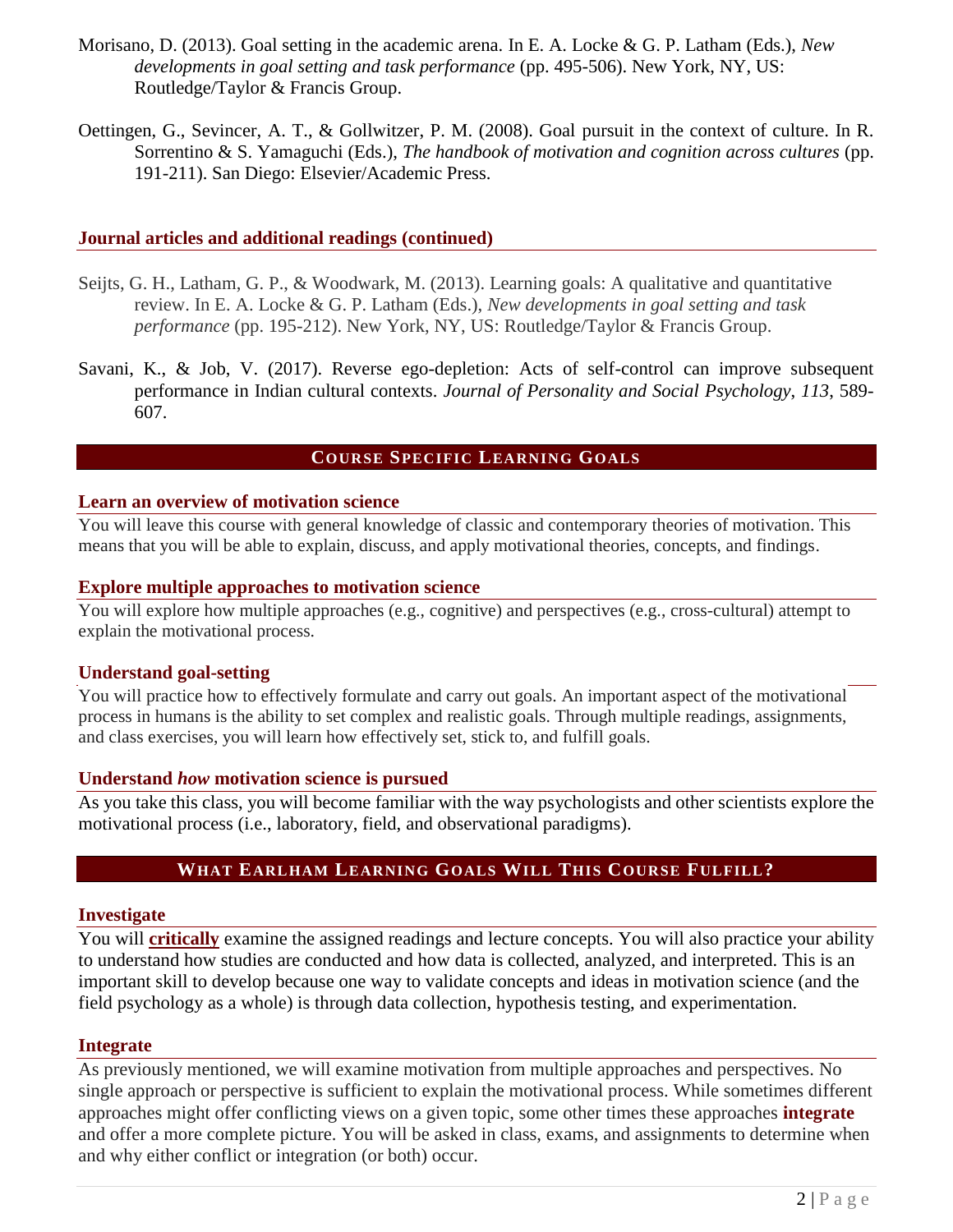Morisano, D. (2013). Goal setting in the academic arena. In E. A. Locke & G. P. Latham (Eds.), *New developments in goal setting and task performance* (pp. 495-506). New York, NY, US: Routledge/Taylor & Francis Group.

Oettingen, G., Sevincer, A. T., & Gollwitzer, P. M. (2008). Goal pursuit in the context of culture. In R. Sorrentino & S. Yamaguchi (Eds.), *The handbook of motivation and cognition across cultures* (pp. 191-211). San Diego: Elsevier/Academic Press.

### Journal articles and additional readings (continued)

Seijts, G. H., Latham, G. P., & Woodwark, M. (2013). Learning goals: A qualitative and quantitative review. In E. A. Locke & G. P. Latham (Eds.), *New developments in goal setting and task performance* (pp. 195-212). New York, NY, US: Routledge/Taylor & Francis Group.

Savani, K., & Job, V. (2017). Reverse ego-depletion: Acts of self-control can improve subsequent performance in Indian cultural contexts. *Journal of Personality and Social Psychology*, *113*, 589-607.

## Course Specific Learning Goals

### Learn an overview of motivation science

You will leave this course with general knowledge of classic and contemporary theories of motivation. This means that you will be able to explain, discuss, and apply motivational theories, concepts, and findings.

### Explore multiple approaches to motivation science

You will explore how multiple approaches (e.g., cognitive) and perspectives (e.g., cross-cultural) attempt to explain the motivational process.

### Understand goal-setting

You will practice how to effectively formulate and carry out goals. An important aspect of the motivational process in humans is the ability to set complex and realistic goals. Through multiple readings, assignments, and class exercises, you will learn how effectively set, stick to, and fulfill goals.

### Understand *how* motivation science is pursued

As you take this class, you will become familiar with the way psychologists and other scientists explore the motivational process (i.e., laboratory, field, and observational paradigms).

## What Earlham Learning Goals Will This Course Fulfill?

### Investigate

You will **critically** examine the assigned readings and lecture concepts. You will also practice your ability to understand how studies are conducted and how data is collected, analyzed, and interpreted. This is an important skill to develop because one way to validate concepts and ideas in motivation science (and the field psychology as a whole) is through data collection, hypothesis testing, and experimentation.

### Integrate

As previously mentioned, we will examine motivation from multiple approaches and perspectives. No single approach or perspective is sufficient to explain the motivational process. While sometimes different approaches might offer conflicting views on a given topic, some other times these approaches **integrate** and offer a more complete picture. You will be asked in class, exams, and assignments to determine when and why either conflict or integration (or both) occur.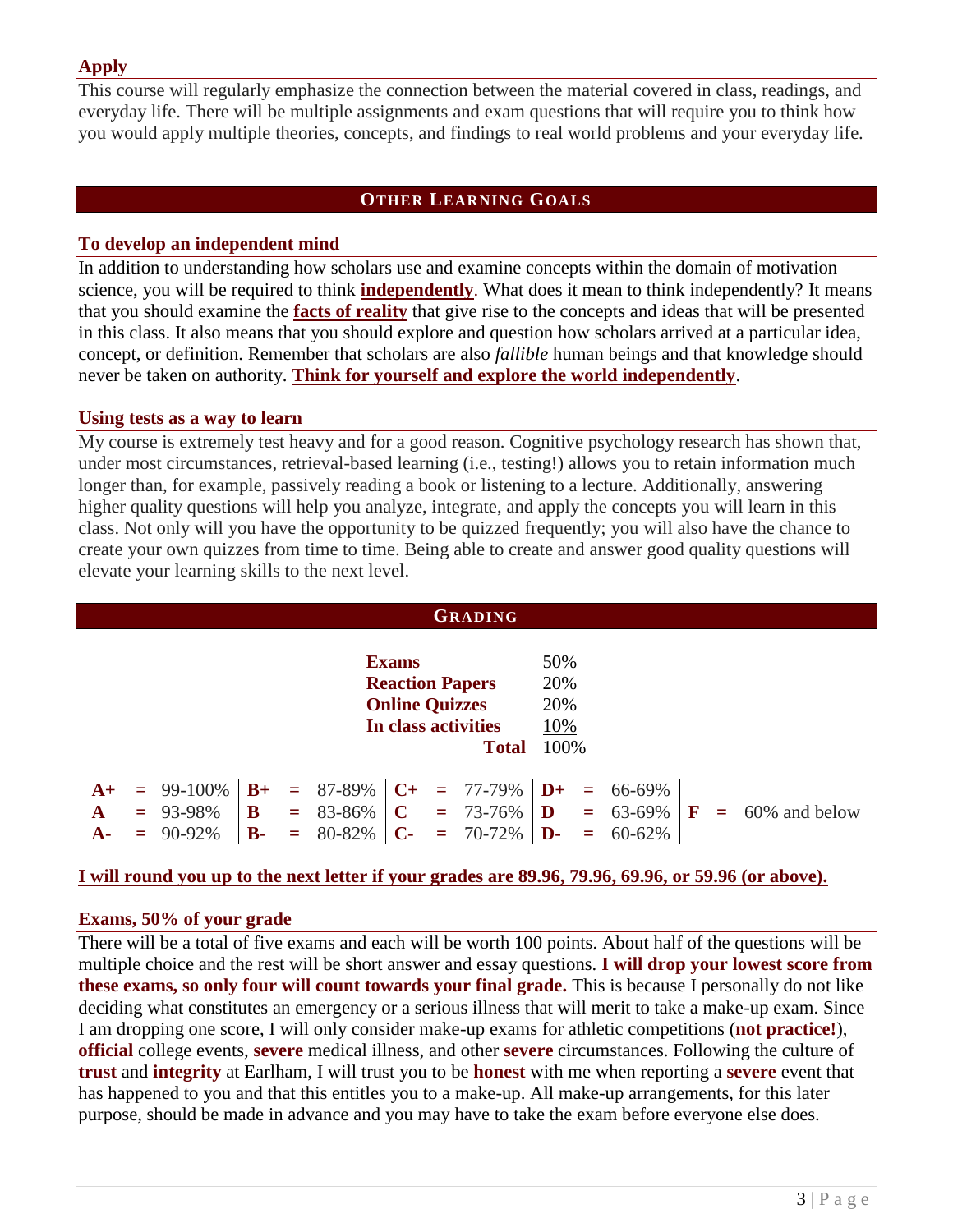### Apply

This course will regularly emphasize the connection between the material covered in class, readings, and everyday life. There will be multiple assignments and exam questions that will require you to think how you would apply multiple theories, concepts, and findings to real world problems and your everyday life.

## OTHER LEARNING GOALS

### To develop an independent mind

In addition to understanding how scholars use and examine concepts within the domain of motivation science, you will be required to think **independently**. What does it mean to think independently? It means that you should examine the **facts of reality** that give rise to the concepts and ideas that will be presented in this class. It also means that you should explore and question how scholars arrived at a particular idea, concept, or definition. Remember that scholars are also *fallible* human beings and that knowledge should never be taken on authority. **Think for yourself and explore the world independently**.

### Using tests as a way to learn

My course is extremely test heavy and for a good reason. Cognitive psychology research has shown that, under most circumstances, retrieval-based learning (i.e., testing!) allows you to retain information much longer than, for example, passively reading a book or listening to a lecture. Additionally, answering higher quality questions will help you analyze, integrate, and apply the concepts you will learn in this class. Not only will you have the opportunity to be quizzed frequently; you will also have the chance to create your own quizzes from time to time. Being able to create and answer good quality questions will elevate your learning skills to the next level.

## GRADING

| | |
|---|---|
| **Exams** | 50% |
| **Reaction Papers** | 20% |
| **Online Quizzes** | 20% |
| **In class activities** | 10% |
| **Total** | 100% |

| | | | | |
|---|---|---|---|---|
| **A+** = 99-100% | **B+** = 87-89% | **C+** = 77-79% | **D+** = 66-69% | |
| **A** = 93-98% | **B** = 83-86% | **C** = 73-76% | **D** = 63-69% | **F** = 60% and below |
| **A-** = 90-92% | **B-** = 80-82% | **C-** = 70-72% | **D-** = 60-62% | |

**I will round you up to the next letter if your grades are 89.96, 79.96, 69.96, or 59.96 (or above).**

### Exams, 50% of your grade

There will be a total of five exams and each will be worth 100 points. About half of the questions will be multiple choice and the rest will be short answer and essay questions. **I will drop your lowest score from these exams, so only four will count towards your final grade.** This is because I personally do not like deciding what constitutes an emergency or a serious illness that will merit to take a make-up exam. Since I am dropping one score, I will only consider make-up exams for athletic competitions (**not practice!**), **official** college events, **severe** medical illness, and other **severe** circumstances. Following the culture of **trust** and **integrity** at Earlham, I will trust you to be **honest** with me when reporting a **severe** event that has happened to you and that this entitles you to a make-up. All make-up arrangements, for this later purpose, should be made in advance and you may have to take the exam before everyone else does.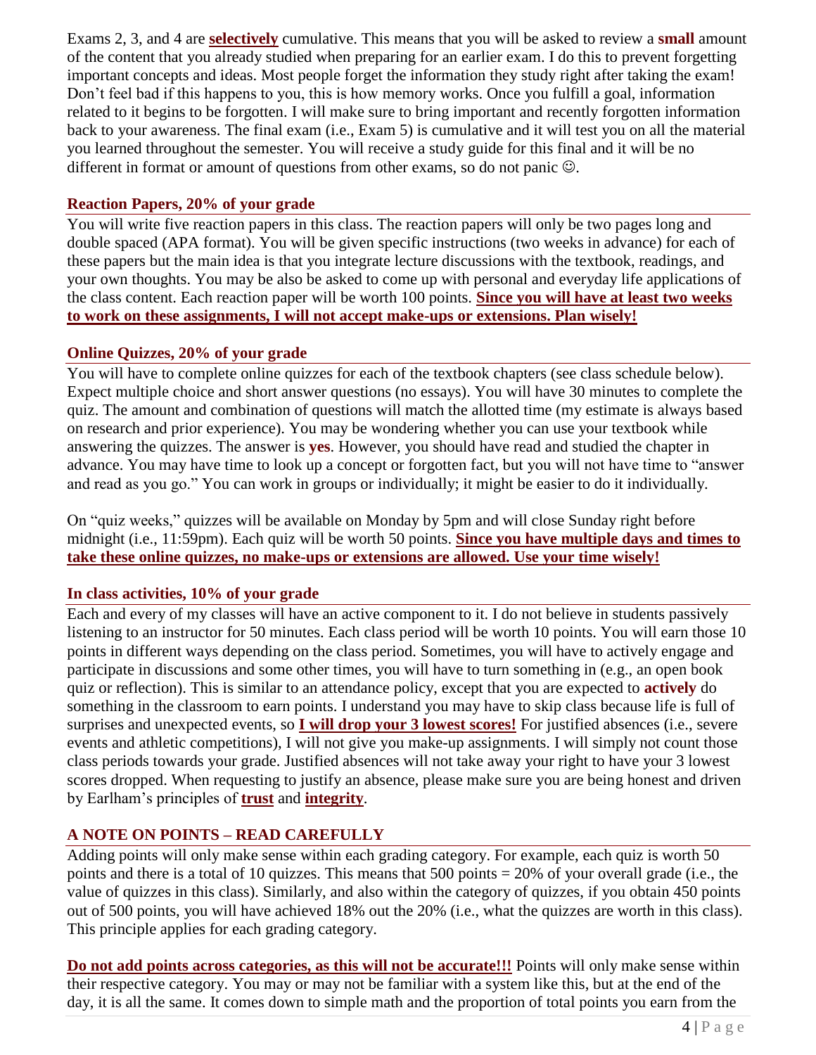Exams 2, 3, and 4 are **selectively** cumulative. This means that you will be asked to review a **small** amount of the content that you already studied when preparing for an earlier exam. I do this to prevent forgetting important concepts and ideas. Most people forget the information they study right after taking the exam! Don't feel bad if this happens to you, this is how memory works. Once you fulfill a goal, information related to it begins to be forgotten. I will make sure to bring important and recently forgotten information back to your awareness. The final exam (i.e., Exam 5) is cumulative and it will test you on all the material you learned throughout the semester. You will receive a study guide for this final and it will be no different in format or amount of questions from other exams, so do not panic ☺.

## Reaction Papers, 20% of your grade

You will write five reaction papers in this class. The reaction papers will only be two pages long and double spaced (APA format). You will be given specific instructions (two weeks in advance) for each of these papers but the main idea is that you integrate lecture discussions with the textbook, readings, and your own thoughts. You may be also be asked to come up with personal and everyday life applications of the class content. Each reaction paper will be worth 100 points. **Since you will have at least two weeks to work on these assignments, I will not accept make-ups or extensions. Plan wisely!**

## Online Quizzes, 20% of your grade

You will have to complete online quizzes for each of the textbook chapters (see class schedule below). Expect multiple choice and short answer questions (no essays). You will have 30 minutes to complete the quiz. The amount and combination of questions will match the allotted time (my estimate is always based on research and prior experience). You may be wondering whether you can use your textbook while answering the quizzes. The answer is **yes**. However, you should have read and studied the chapter in advance. You may have time to look up a concept or forgotten fact, but you will not have time to "answer and read as you go." You can work in groups or individually; it might be easier to do it individually.

On "quiz weeks," quizzes will be available on Monday by 5pm and will close Sunday right before midnight (i.e., 11:59pm). Each quiz will be worth 50 points. **Since you have multiple days and times to take these online quizzes, no make-ups or extensions are allowed. Use your time wisely!**

## In class activities, 10% of your grade

Each and every of my classes will have an active component to it. I do not believe in students passively listening to an instructor for 50 minutes. Each class period will be worth 10 points. You will earn those 10 points in different ways depending on the class period. Sometimes, you will have to actively engage and participate in discussions and some other times, you will have to turn something in (e.g., an open book quiz or reflection). This is similar to an attendance policy, except that you are expected to **actively** do something in the classroom to earn points. I understand you may have to skip class because life is full of surprises and unexpected events, so **I will drop your 3 lowest scores!** For justified absences (i.e., severe events and athletic competitions), I will not give you make-up assignments. I will simply not count those class periods towards your grade. Justified absences will not take away your right to have your 3 lowest scores dropped. When requesting to justify an absence, please make sure you are being honest and driven by Earlham's principles of **trust** and **integrity**.

## A NOTE ON POINTS – READ CAREFULLY

Adding points will only make sense within each grading category. For example, each quiz is worth 50 points and there is a total of 10 quizzes. This means that 500 points = 20% of your overall grade (i.e., the value of quizzes in this class). Similarly, and also within the category of quizzes, if you obtain 450 points out of 500 points, you will have achieved 18% out the 20% (i.e., what the quizzes are worth in this class). This principle applies for each grading category.

**Do not add points across categories, as this will not be accurate!!!** Points will only make sense within their respective category. You may or may not be familiar with a system like this, but at the end of the day, it is all the same. It comes down to simple math and the proportion of total points you earn from the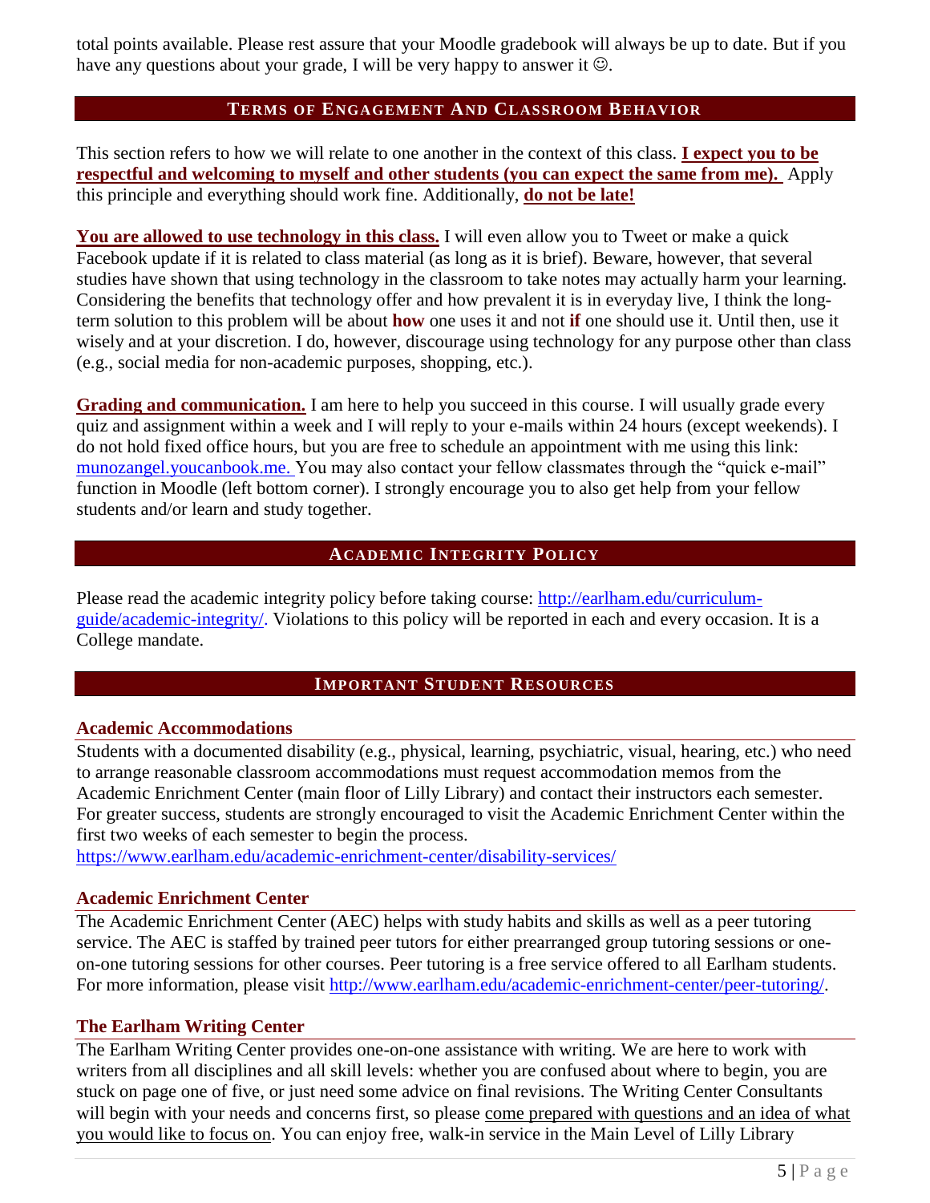total points available. Please rest assure that your Moodle gradebook will always be up to date. But if you have any questions about your grade, I will be very happy to answer it ☺.

## Terms of Engagement and Classroom Behavior

This section refers to how we will relate to one another in the context of this class. **I expect you to be respectful and welcoming to myself and other students (you can expect the same from me).** Apply this principle and everything should work fine. Additionally, **do not be late!**

**You are allowed to use technology in this class.** I will even allow you to Tweet or make a quick Facebook update if it is related to class material (as long as it is brief). Beware, however, that several studies have shown that using technology in the classroom to take notes may actually harm your learning. Considering the benefits that technology offer and how prevalent it is in everyday live, I think the long-term solution to this problem will be about **how** one uses it and not **if** one should use it. Until then, use it wisely and at your discretion. I do, however, discourage using technology for any purpose other than class (e.g., social media for non-academic purposes, shopping, etc.).

**Grading and communication.** I am here to help you succeed in this course. I will usually grade every quiz and assignment within a week and I will reply to your e-mails within 24 hours (except weekends). I do not hold fixed office hours, but you are free to schedule an appointment with me using this link: munozangel.youcanbook.me. You may also contact your fellow classmates through the "quick e-mail" function in Moodle (left bottom corner). I strongly encourage you to also get help from your fellow students and/or learn and study together.

## Academic Integrity Policy

Please read the academic integrity policy before taking course: http://earlham.edu/curriculum-guide/academic-integrity/. Violations to this policy will be reported in each and every occasion. It is a College mandate.

## Important Student Resources

### Academic Accommodations

Students with a documented disability (e.g., physical, learning, psychiatric, visual, hearing, etc.) who need to arrange reasonable classroom accommodations must request accommodation memos from the Academic Enrichment Center (main floor of Lilly Library) and contact their instructors each semester. For greater success, students are strongly encouraged to visit the Academic Enrichment Center within the first two weeks of each semester to begin the process.
https://www.earlham.edu/academic-enrichment-center/disability-services/

### Academic Enrichment Center

The Academic Enrichment Center (AEC) helps with study habits and skills as well as a peer tutoring service. The AEC is staffed by trained peer tutors for either prearranged group tutoring sessions or one-on-one tutoring sessions for other courses. Peer tutoring is a free service offered to all Earlham students. For more information, please visit http://www.earlham.edu/academic-enrichment-center/peer-tutoring/.

### The Earlham Writing Center

The Earlham Writing Center provides one-on-one assistance with writing. We are here to work with writers from all disciplines and all skill levels: whether you are confused about where to begin, you are stuck on page one of five, or just need some advice on final revisions. The Writing Center Consultants will begin with your needs and concerns first, so please come prepared with questions and an idea of what you would like to focus on. You can enjoy free, walk-in service in the Main Level of Lilly Library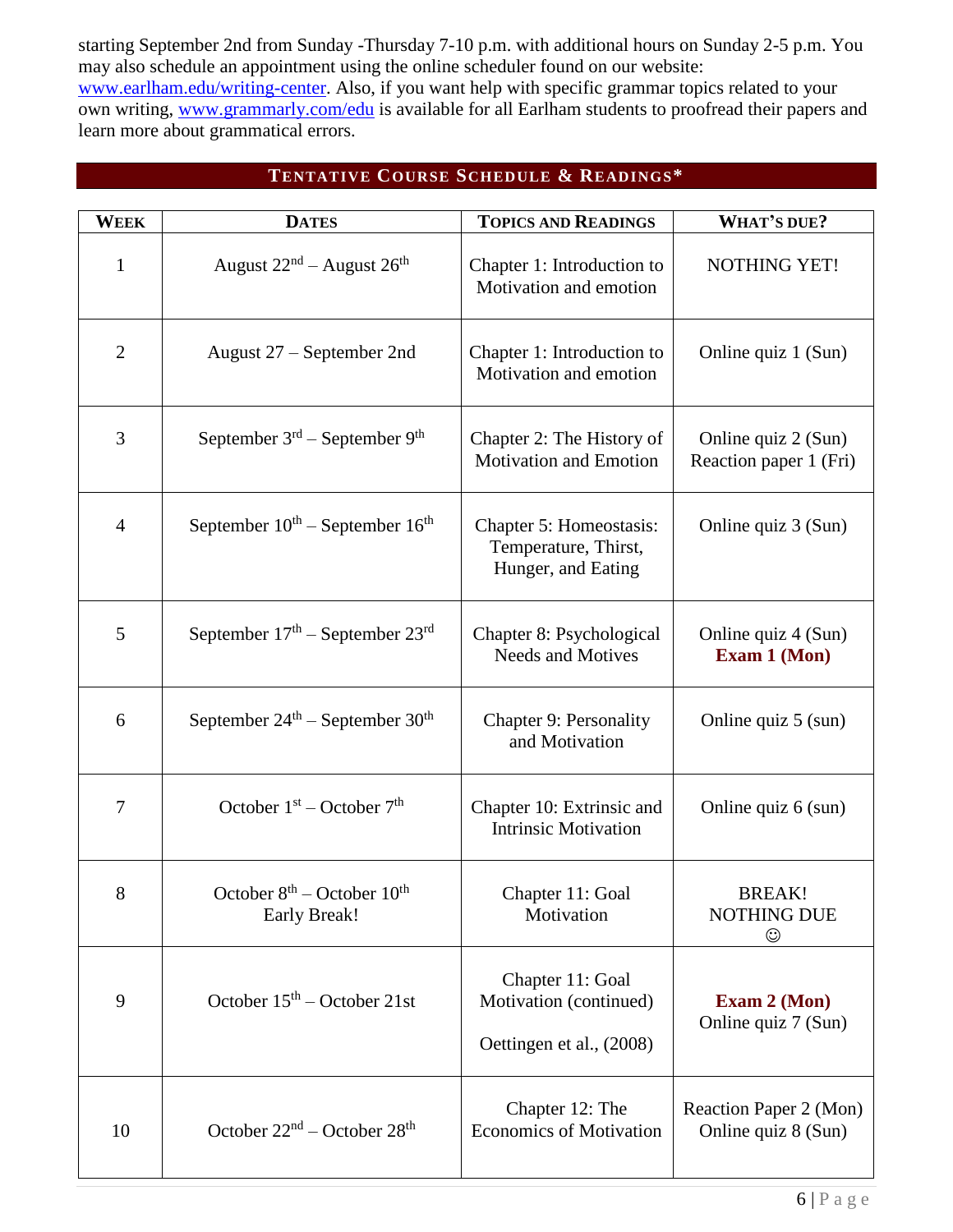starting September 2nd from Sunday -Thursday 7-10 p.m. with additional hours on Sunday 2-5 p.m. You may also schedule an appointment using the online scheduler found on our website: www.earlham.edu/writing-center. Also, if you want help with specific grammar topics related to your own writing, www.grammarly.com/edu is available for all Earlham students to proofread their papers and learn more about grammatical errors.

## Tentative Course Schedule & Readings*

| Week | Dates | Topics and Readings | What's due? |
|---|---|---|---|
| 1 | August 22nd – August 26th | Chapter 1: Introduction to Motivation and emotion | NOTHING YET! |
| 2 | August 27 – September 2nd | Chapter 1: Introduction to Motivation and emotion | Online quiz 1 (Sun) |
| 3 | September 3rd – September 9th | Chapter 2: The History of Motivation and Emotion | Online quiz 2 (Sun)<br>Reaction paper 1 (Fri) |
| 4 | September 10th – September 16th | Chapter 5: Homeostasis: Temperature, Thirst, Hunger, and Eating | Online quiz 3 (Sun) |
| 5 | September 17th – September 23rd | Chapter 8: Psychological Needs and Motives | Online quiz 4 (Sun)<br>**Exam 1 (Mon)** |
| 6 | September 24th – September 30th | Chapter 9: Personality and Motivation | Online quiz 5 (sun) |
| 7 | October 1st – October 7th | Chapter 10: Extrinsic and Intrinsic Motivation | Online quiz 6 (sun) |
| 8 | October 8th – October 10th<br>Early Break! | Chapter 11: Goal Motivation | BREAK!<br>NOTHING DUE<br>☺ |
| 9 | October 15th – October 21st | Chapter 11: Goal Motivation (continued)<br><br>Oettingen et al., (2008) | **Exam 2 (Mon)**<br>Online quiz 7 (Sun) |
| 10 | October 22nd – October 28th | Chapter 12: The Economics of Motivation | Reaction Paper 2 (Mon)<br>Online quiz 8 (Sun) |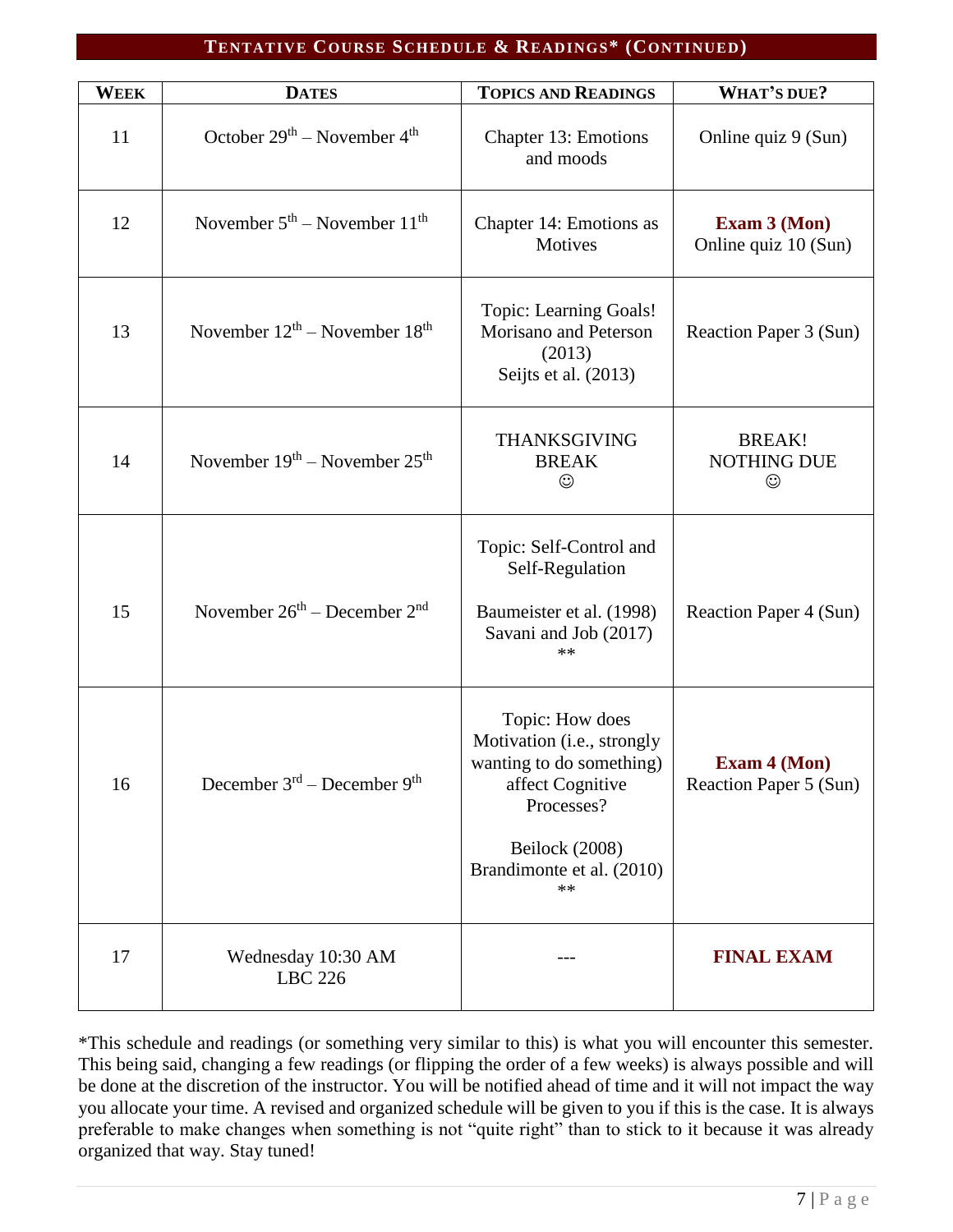## TENTATIVE COURSE SCHEDULE & READINGS* (CONTINUED)

| WEEK | DATES | TOPICS AND READINGS | WHAT'S DUE? |
|---|---|---|---|
| 11 | October 29th – November 4th | Chapter 13: Emotions and moods | Online quiz 9 (Sun) |
| 12 | November 5th – November 11th | Chapter 14: Emotions as Motives | **Exam 3 (Mon)** Online quiz 10 (Sun) |
| 13 | November 12th – November 18th | Topic: Learning Goals! Morisano and Peterson (2013) Seijts et al. (2013) | Reaction Paper 3 (Sun) |
| 14 | November 19th – November 25th | THANKSGIVING BREAK ☺ | BREAK! NOTHING DUE ☺ |
| 15 | November 26th – December 2nd | Topic: Self-Control and Self-Regulation<br><br>Baumeister et al. (1998) Savani and Job (2017) ** | Reaction Paper 4 (Sun) |
| 16 | December 3rd – December 9th | Topic: How does Motivation (i.e., strongly wanting to do something) affect Cognitive Processes?<br><br>Beilock (2008) Brandimonte et al. (2010) ** | **Exam 4 (Mon)** Reaction Paper 5 (Sun) |
| 17 | Wednesday 10:30 AM LBC 226 | --- | **FINAL EXAM** |

*This schedule and readings (or something very similar to this) is what you will encounter this semester. This being said, changing a few readings (or flipping the order of a few weeks) is always possible and will be done at the discretion of the instructor. You will be notified ahead of time and it will not impact the way you allocate your time. A revised and organized schedule will be given to you if this is the case. It is always preferable to make changes when something is not "quite right" than to stick to it because it was already organized that way. Stay tuned!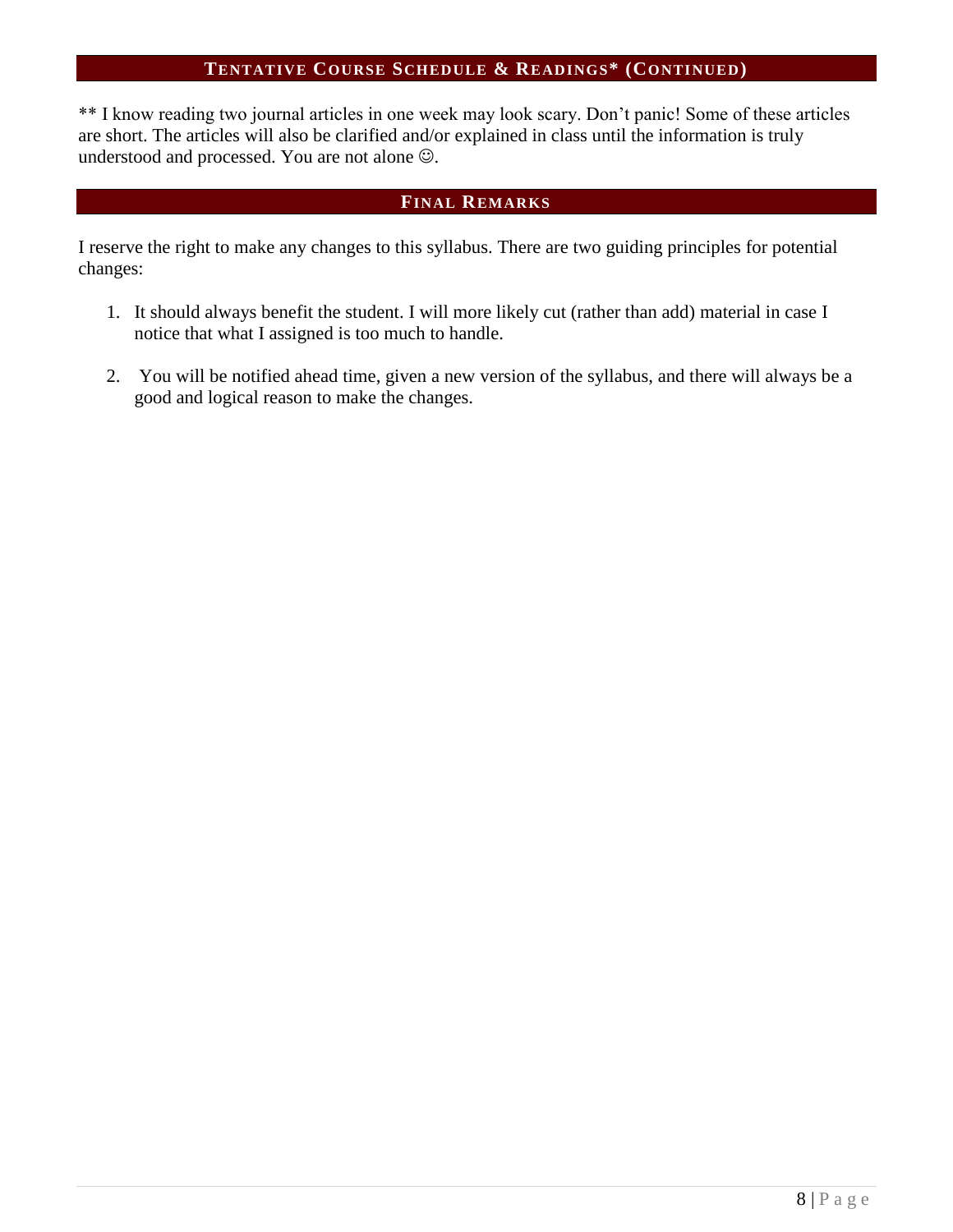## Tentative Course Schedule & Readings* (Continued)

** I know reading two journal articles in one week may look scary. Don't panic! Some of these articles are short. The articles will also be clarified and/or explained in class until the information is truly understood and processed. You are not alone ☺.

## Final Remarks

I reserve the right to make any changes to this syllabus. There are two guiding principles for potential changes:

1. It should always benefit the student. I will more likely cut (rather than add) material in case I notice that what I assigned is too much to handle.

2. You will be notified ahead time, given a new version of the syllabus, and there will always be a good and logical reason to make the changes.